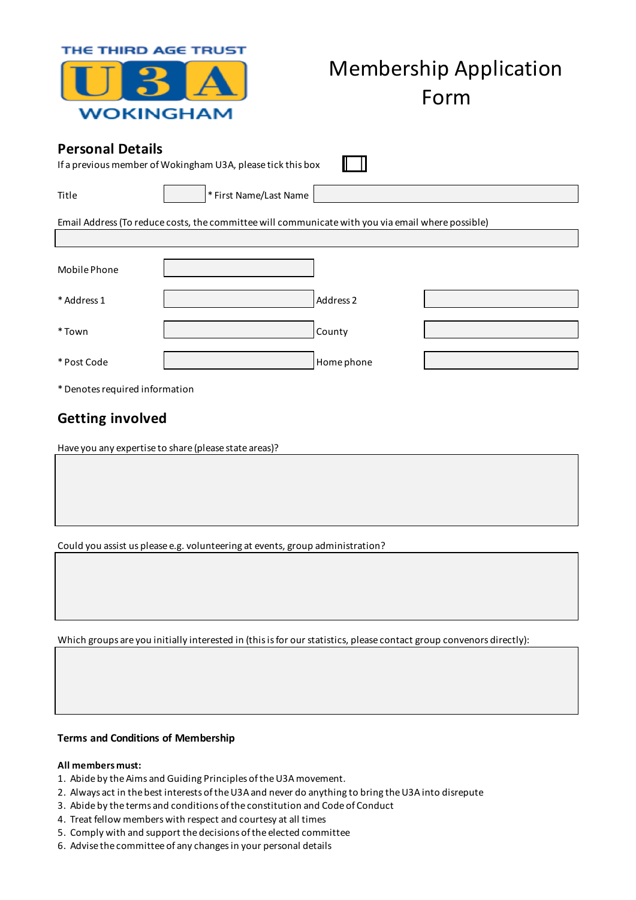THE THIRD AGE TRUST

U3A

WOKINGHAM

# Membership Application Form

## Personal Details

If a previous member of Wokingham U3A, please tick this box ☐

Title | * First Name/Last Name

Email Address (To reduce costs, the committee will communicate with you via email where possible)

Mobile Phone

* Address 1 | Address 2

* Town | County

* Post Code | Home phone

* Denotes required information

## Getting involved

Have you any expertise to share (please state areas)?

Could you assist us please e.g. volunteering at events, group administration?

Which groups are you initially interested in (this is for our statistics, please contact group convenors directly):

### Terms and Conditions of Membership

**All members must:**

1. Abide by the Aims and Guiding Principles of the U3A movement.
2. Always act in the best interests of the U3A and never do anything to bring the U3A into disrepute
3. Abide by the terms and conditions of the constitution and Code of Conduct
4. Treat fellow members with respect and courtesy at all times
5. Comply with and support the decisions of the elected committee
6. Advise the committee of any changes in your personal details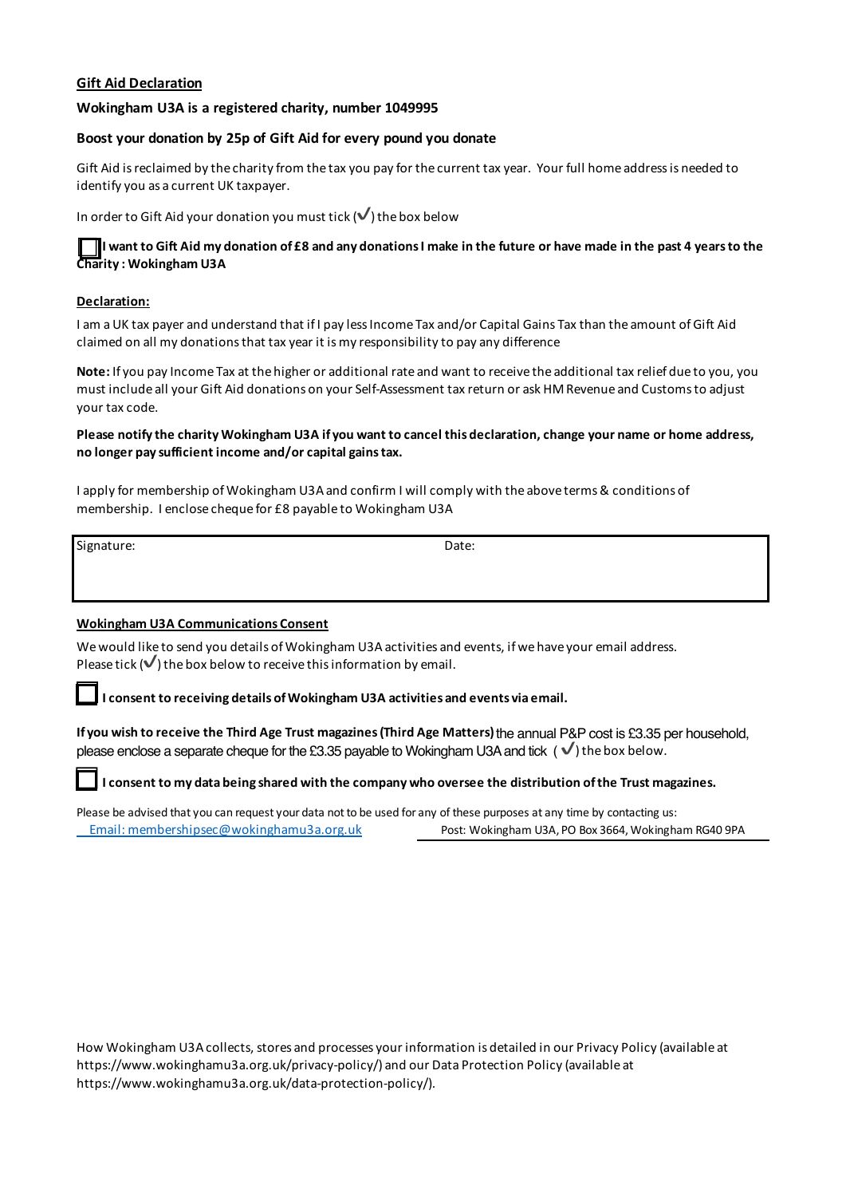**Gift Aid Declaration**

**Wokingham U3A is a registered charity, number 1049995**

**Boost your donation by 25p of Gift Aid for every pound you donate**

Gift Aid is reclaimed by the charity from the tax you pay for the current tax year. Your full home address is needed to identify you as a current UK taxpayer.

In order to Gift Aid your donation you must tick (✓) the box below

☐ **I want to Gift Aid my donation of £8 and any donations I make in the future or have made in the past 4 years to the Charity : Wokingham U3A**

**Declaration:**

I am a UK tax payer and understand that if I pay less Income Tax and/or Capital Gains Tax than the amount of Gift Aid claimed on all my donations that tax year it is my responsibility to pay any difference

**Note:** If you pay Income Tax at the higher or additional rate and want to receive the additional tax relief due to you, you must include all your Gift Aid donations on your Self-Assessment tax return or ask HM Revenue and Customs to adjust your tax code.

**Please notify the charity Wokingham U3A if you want to cancel this declaration, change your name or home address, no longer pay sufficient income and/or capital gains tax.**

I apply for membership of Wokingham U3A and confirm I will comply with the above terms & conditions of membership. I enclose cheque for £8 payable to Wokingham U3A

| Signature: | Date: |
| --- | --- |
| | |

**Wokingham U3A Communications Consent**

We would like to send you details of Wokingham U3A activities and events, if we have your email address.
Please tick (✓) the box below to receive this information by email.

☐ **I consent to receiving details of Wokingham U3A activities and events via email.**

**If you wish to receive the Third Age Trust magazines (Third Age Matters)** the annual P&P cost is £3.35 per household, please enclose a separate cheque for the £3.35 payable to Wokingham U3A and tick (✓) the box below.

☐ **I consent to my data being shared with the company who oversee the distribution of the Trust magazines.**

Please be advised that you can request your data not to be used for any of these purposes at any time by contacting us:
Email: membershipsec@wokinghamu3a.org.uk Post: Wokingham U3A, PO Box 3664, Wokingham RG40 9PA

How Wokingham U3A collects, stores and processes your information is detailed in our Privacy Policy (available at https://www.wokinghamu3a.org.uk/privacy-policy/) and our Data Protection Policy (available at https://www.wokinghamu3a.org.uk/data-protection-policy/).